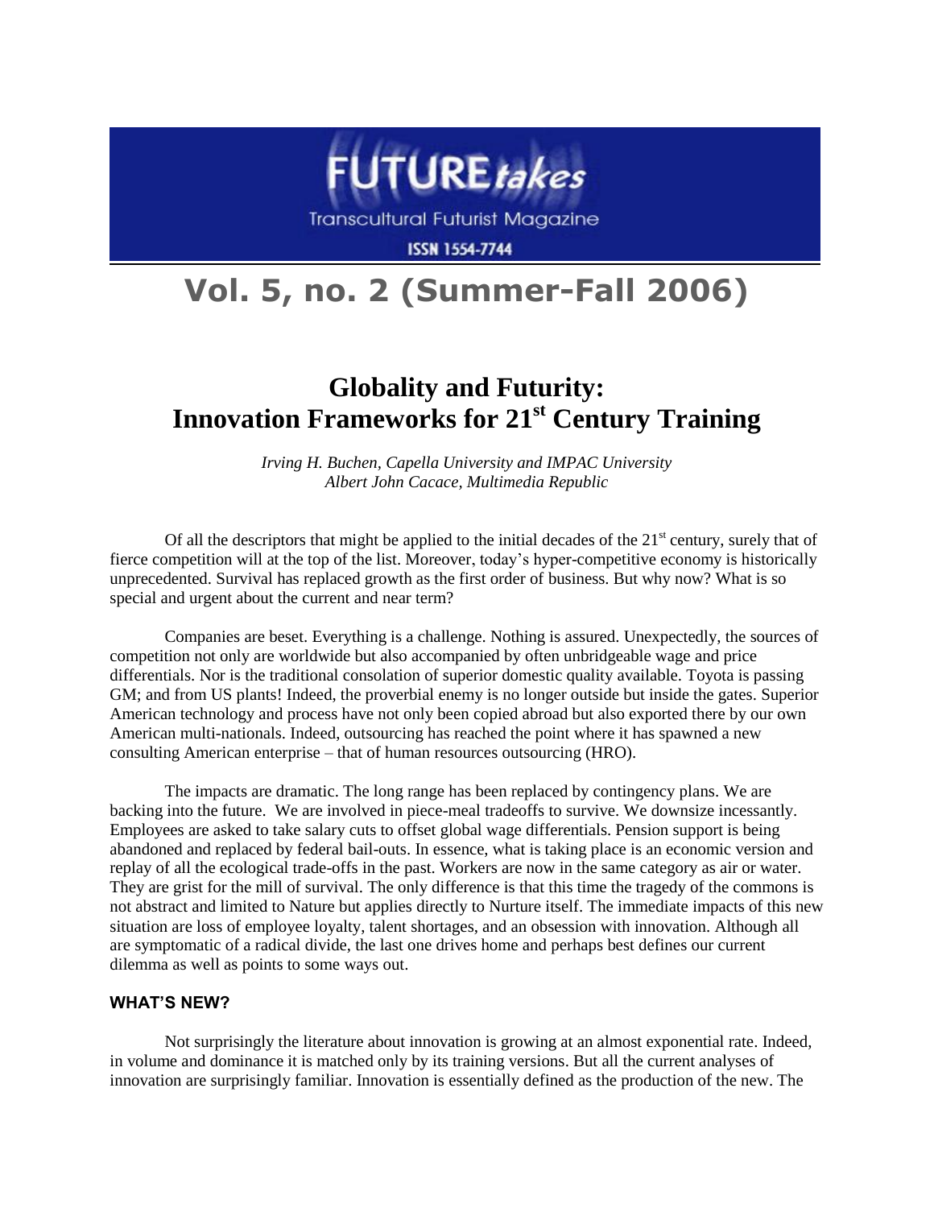# FUTURE*takes*

Transcultural Futurist Magazine

ISSN 1554-7744

## Vol. 5, no. 2 (Summer-Fall 2006)

# Globality and Futurity: Innovation Frameworks for 21st Century Training

*Irving H. Buchen, Capella University and IMPAC University*
*Albert John Cacace, Multimedia Republic*

Of all the descriptors that might be applied to the initial decades of the 21st century, surely that of fierce competition will at the top of the list. Moreover, today's hyper-competitive economy is historically unprecedented. Survival has replaced growth as the first order of business. But why now? What is so special and urgent about the current and near term?

Companies are beset. Everything is a challenge. Nothing is assured. Unexpectedly, the sources of competition not only are worldwide but also accompanied by often unbridgeable wage and price differentials. Nor is the traditional consolation of superior domestic quality available. Toyota is passing GM; and from US plants! Indeed, the proverbial enemy is no longer outside but inside the gates. Superior American technology and process have not only been copied abroad but also exported there by our own American multi-nationals. Indeed, outsourcing has reached the point where it has spawned a new consulting American enterprise – that of human resources outsourcing (HRO).

The impacts are dramatic. The long range has been replaced by contingency plans. We are backing into the future. We are involved in piece-meal tradeoffs to survive. We downsize incessantly. Employees are asked to take salary cuts to offset global wage differentials. Pension support is being abandoned and replaced by federal bail-outs. In essence, what is taking place is an economic version and replay of all the ecological trade-offs in the past. Workers are now in the same category as air or water. They are grist for the mill of survival. The only difference is that this time the tragedy of the commons is not abstract and limited to Nature but applies directly to Nurture itself. The immediate impacts of this new situation are loss of employee loyalty, talent shortages, and an obsession with innovation. Although all are symptomatic of a radical divide, the last one drives home and perhaps best defines our current dilemma as well as points to some ways out.

### WHAT'S NEW?

Not surprisingly the literature about innovation is growing at an almost exponential rate. Indeed, in volume and dominance it is matched only by its training versions. But all the current analyses of innovation are surprisingly familiar. Innovation is essentially defined as the production of the new. The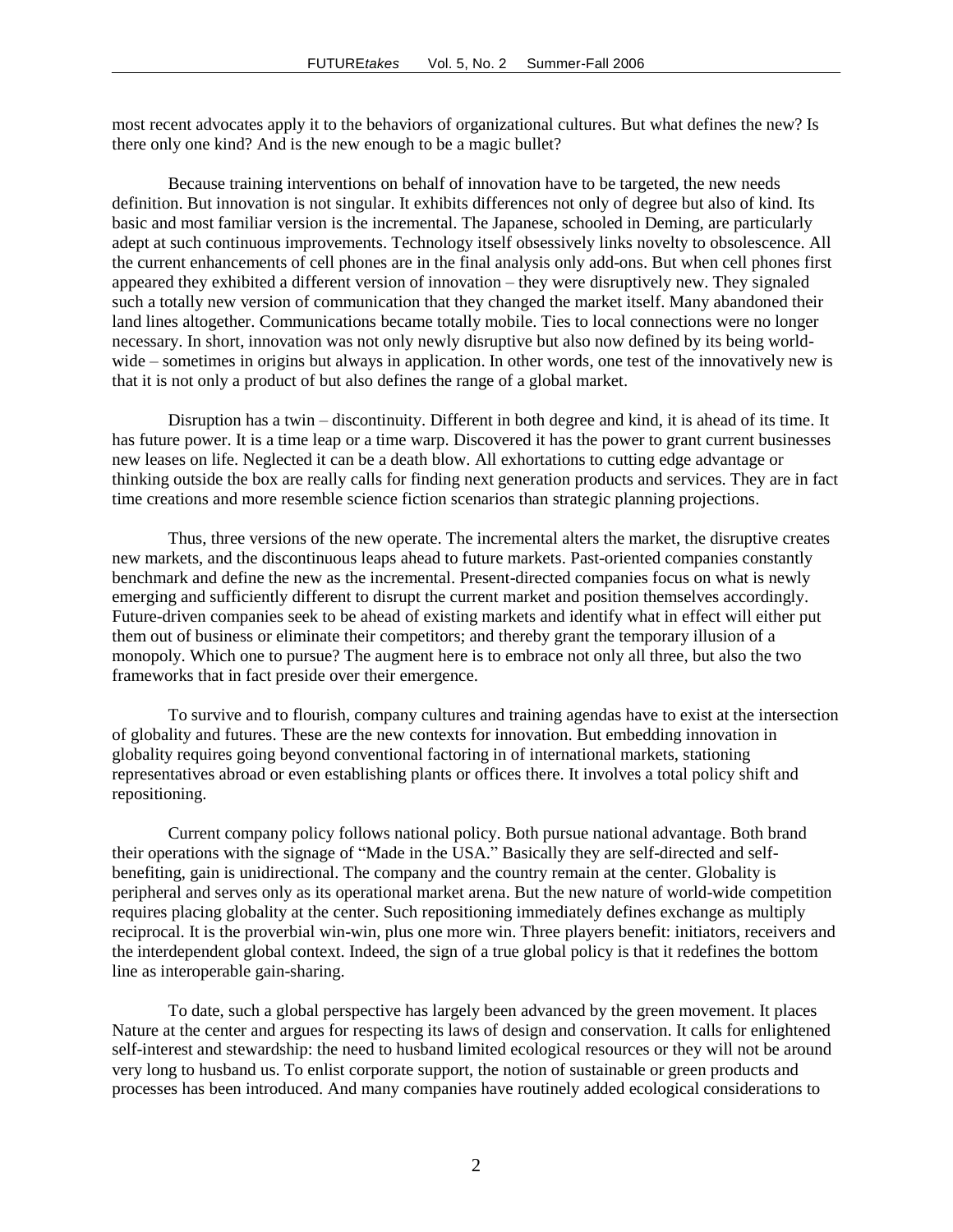most recent advocates apply it to the behaviors of organizational cultures. But what defines the new? Is there only one kind? And is the new enough to be a magic bullet?

Because training interventions on behalf of innovation have to be targeted, the new needs definition. But innovation is not singular. It exhibits differences not only of degree but also of kind. Its basic and most familiar version is the incremental. The Japanese, schooled in Deming, are particularly adept at such continuous improvements. Technology itself obsessively links novelty to obsolescence. All the current enhancements of cell phones are in the final analysis only add-ons. But when cell phones first appeared they exhibited a different version of innovation – they were disruptively new. They signaled such a totally new version of communication that they changed the market itself. Many abandoned their land lines altogether. Communications became totally mobile. Ties to local connections were no longer necessary. In short, innovation was not only newly disruptive but also now defined by its being world-wide – sometimes in origins but always in application. In other words, one test of the innovatively new is that it is not only a product of but also defines the range of a global market.

Disruption has a twin – discontinuity. Different in both degree and kind, it is ahead of its time. It has future power. It is a time leap or a time warp. Discovered it has the power to grant current businesses new leases on life. Neglected it can be a death blow. All exhortations to cutting edge advantage or thinking outside the box are really calls for finding next generation products and services. They are in fact time creations and more resemble science fiction scenarios than strategic planning projections.

Thus, three versions of the new operate. The incremental alters the market, the disruptive creates new markets, and the discontinuous leaps ahead to future markets. Past-oriented companies constantly benchmark and define the new as the incremental. Present-directed companies focus on what is newly emerging and sufficiently different to disrupt the current market and position themselves accordingly. Future-driven companies seek to be ahead of existing markets and identify what in effect will either put them out of business or eliminate their competitors; and thereby grant the temporary illusion of a monopoly. Which one to pursue? The augment here is to embrace not only all three, but also the two frameworks that in fact preside over their emergence.

To survive and to flourish, company cultures and training agendas have to exist at the intersection of globality and futures. These are the new contexts for innovation. But embedding innovation in globality requires going beyond conventional factoring in of international markets, stationing representatives abroad or even establishing plants or offices there. It involves a total policy shift and repositioning.

Current company policy follows national policy. Both pursue national advantage. Both brand their operations with the signage of "Made in the USA." Basically they are self-directed and self-benefiting, gain is unidirectional. The company and the country remain at the center. Globality is peripheral and serves only as its operational market arena. But the new nature of world-wide competition requires placing globality at the center. Such repositioning immediately defines exchange as multiply reciprocal. It is the proverbial win-win, plus one more win. Three players benefit: initiators, receivers and the interdependent global context. Indeed, the sign of a true global policy is that it redefines the bottom line as interoperable gain-sharing.

To date, such a global perspective has largely been advanced by the green movement. It places Nature at the center and argues for respecting its laws of design and conservation. It calls for enlightened self-interest and stewardship: the need to husband limited ecological resources or they will not be around very long to husband us. To enlist corporate support, the notion of sustainable or green products and processes has been introduced. And many companies have routinely added ecological considerations to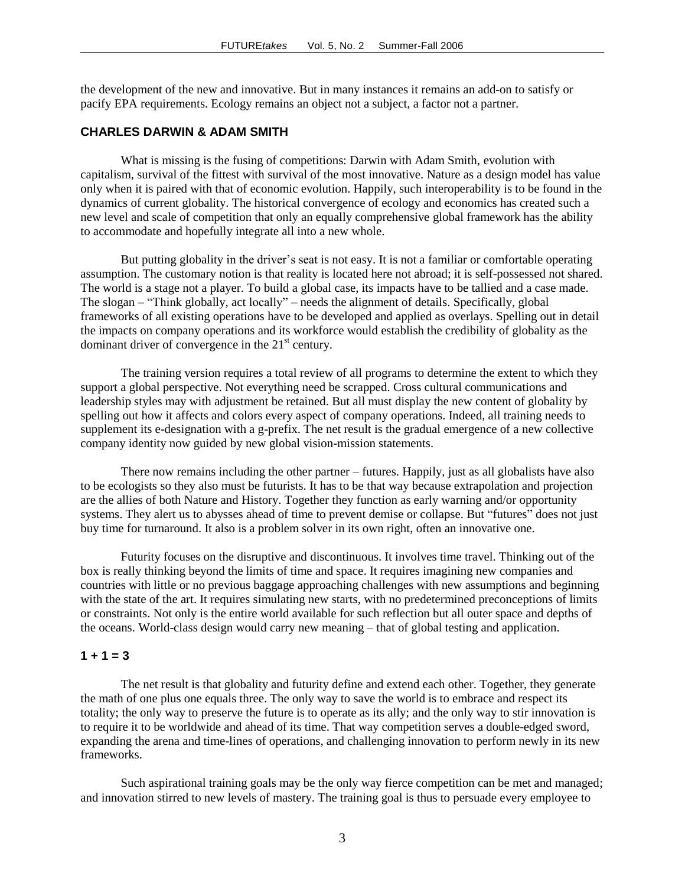the development of the new and innovative. But in many instances it remains an add-on to satisfy or pacify EPA requirements. Ecology remains an object not a subject, a factor not a partner.

### CHARLES DARWIN & ADAM SMITH

What is missing is the fusing of competitions: Darwin with Adam Smith, evolution with capitalism, survival of the fittest with survival of the most innovative. Nature as a design model has value only when it is paired with that of economic evolution. Happily, such interoperability is to be found in the dynamics of current globality. The historical convergence of ecology and economics has created such a new level and scale of competition that only an equally comprehensive global framework has the ability to accommodate and hopefully integrate all into a new whole.

But putting globality in the driver's seat is not easy. It is not a familiar or comfortable operating assumption. The customary notion is that reality is located here not abroad; it is self-possessed not shared. The world is a stage not a player. To build a global case, its impacts have to be tallied and a case made. The slogan – "Think globally, act locally" – needs the alignment of details. Specifically, global frameworks of all existing operations have to be developed and applied as overlays. Spelling out in detail the impacts on company operations and its workforce would establish the credibility of globality as the dominant driver of convergence in the 21st century.

The training version requires a total review of all programs to determine the extent to which they support a global perspective. Not everything need be scrapped. Cross cultural communications and leadership styles may with adjustment be retained. But all must display the new content of globality by spelling out how it affects and colors every aspect of company operations. Indeed, all training needs to supplement its e-designation with a g-prefix. The net result is the gradual emergence of a new collective company identity now guided by new global vision-mission statements.

There now remains including the other partner – futures. Happily, just as all globalists have also to be ecologists so they also must be futurists. It has to be that way because extrapolation and projection are the allies of both Nature and History. Together they function as early warning and/or opportunity systems. They alert us to abysses ahead of time to prevent demise or collapse. But "futures" does not just buy time for turnaround. It also is a problem solver in its own right, often an innovative one.

Futurity focuses on the disruptive and discontinuous. It involves time travel. Thinking out of the box is really thinking beyond the limits of time and space. It requires imagining new companies and countries with little or no previous baggage approaching challenges with new assumptions and beginning with the state of the art. It requires simulating new starts, with no predetermined preconceptions of limits or constraints. Not only is the entire world available for such reflection but all outer space and depths of the oceans. World-class design would carry new meaning – that of global testing and application.

### 1 + 1 = 3

The net result is that globality and futurity define and extend each other. Together, they generate the math of one plus one equals three. The only way to save the world is to embrace and respect its totality; the only way to preserve the future is to operate as its ally; and the only way to stir innovation is to require it to be worldwide and ahead of its time. That way competition serves a double-edged sword, expanding the arena and time-lines of operations, and challenging innovation to perform newly in its new frameworks.

Such aspirational training goals may be the only way fierce competition can be met and managed; and innovation stirred to new levels of mastery. The training goal is thus to persuade every employee to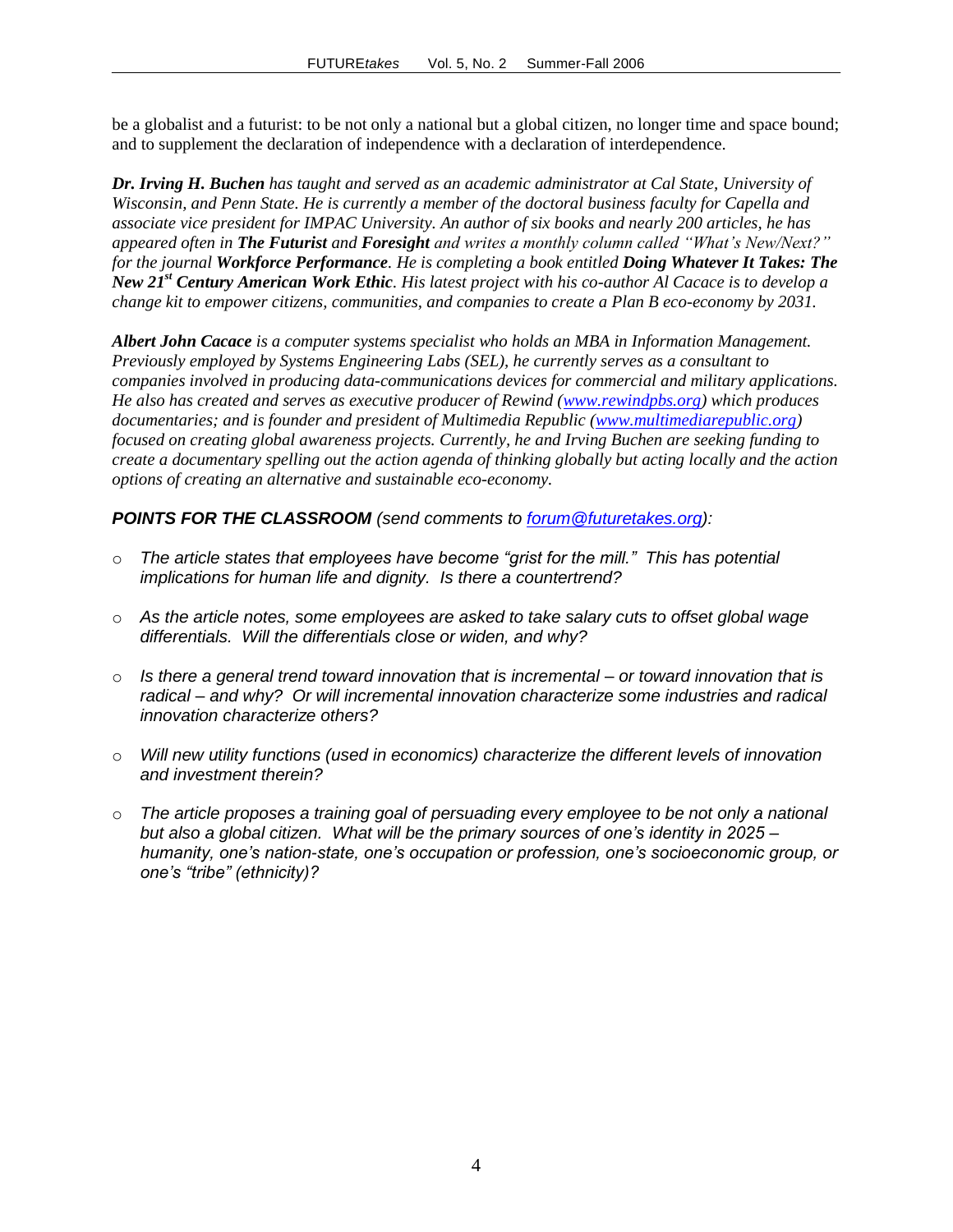be a globalist and a futurist: to be not only a national but a global citizen, no longer time and space bound; and to supplement the declaration of independence with a declaration of interdependence.

***Dr. Irving H. Buchen*** *has taught and served as an academic administrator at Cal State, University of Wisconsin, and Penn State. He is currently a member of the doctoral business faculty for Capella and associate vice president for IMPAC University. An author of six books and nearly 200 articles, he has appeared often in* ***The Futurist*** *and* ***Foresight*** *and writes a monthly column called "What's New/Next?" for the journal* ***Workforce Performance****. He is completing a book entitled* ***Doing Whatever It Takes: The New 21st Century American Work Ethic****. His latest project with his co-author Al Cacace is to develop a change kit to empower citizens, communities, and companies to create a Plan B eco-economy by 2031.*

***Albert John Cacace*** *is a computer systems specialist who holds an MBA in Information Management. Previously employed by Systems Engineering Labs (SEL), he currently serves as a consultant to companies involved in producing data-communications devices for commercial and military applications. He also has created and serves as executive producer of Rewind (www.rewindpbs.org) which produces documentaries; and is founder and president of Multimedia Republic (www.multimediarepublic.org) focused on creating global awareness projects. Currently, he and Irving Buchen are seeking funding to create a documentary spelling out the action agenda of thinking globally but acting locally and the action options of creating an alternative and sustainable eco-economy.*

***POINTS FOR THE CLASSROOM*** *(send comments to forum@futuretakes.org):*

- *The article states that employees have become "grist for the mill." This has potential implications for human life and dignity. Is there a countertrend?*
- *As the article notes, some employees are asked to take salary cuts to offset global wage differentials. Will the differentials close or widen, and why?*
- *Is there a general trend toward innovation that is incremental – or toward innovation that is radical – and why? Or will incremental innovation characterize some industries and radical innovation characterize others?*
- *Will new utility functions (used in economics) characterize the different levels of innovation and investment therein?*
- *The article proposes a training goal of persuading every employee to be not only a national but also a global citizen. What will be the primary sources of one's identity in 2025 – humanity, one's nation-state, one's occupation or profession, one's socioeconomic group, or one's "tribe" (ethnicity)?*